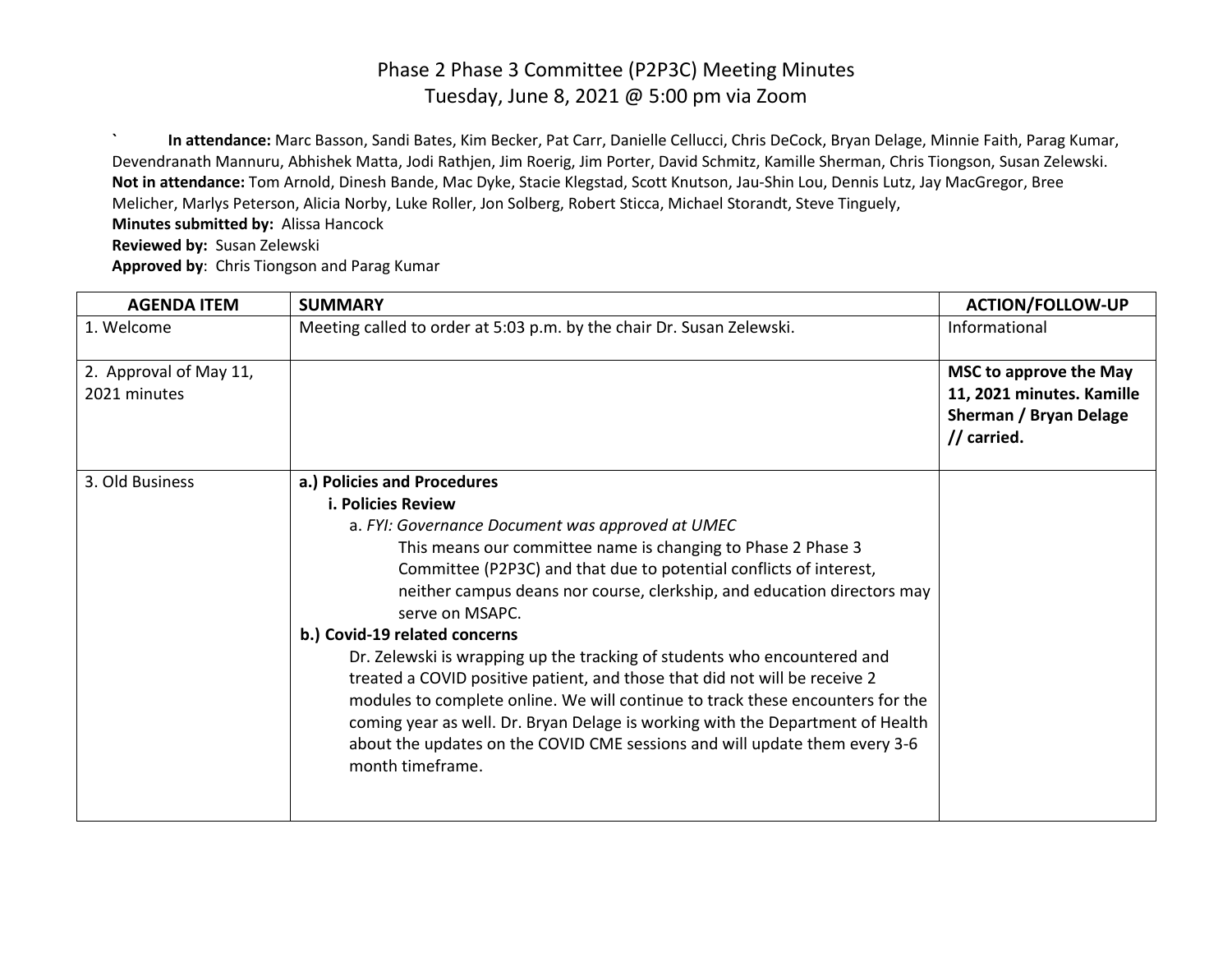# Phase 2 Phase 3 Committee (P2P3C) Meeting Minutes
Tuesday, June 8, 2021 @ 5:00 pm via Zoom

` **In attendance:** Marc Basson, Sandi Bates, Kim Becker, Pat Carr, Danielle Cellucci, Chris DeCock, Bryan Delage, Minnie Faith, Parag Kumar, Devendranath Mannuru, Abhishek Matta, Jodi Rathjen, Jim Roerig, Jim Porter, David Schmitz, Kamille Sherman, Chris Tiongson, Susan Zelewski.
**Not in attendance:** Tom Arnold, Dinesh Bande, Mac Dyke, Stacie Klegstad, Scott Knutson, Jau-Shin Lou, Dennis Lutz, Jay MacGregor, Bree Melicher, Marlys Peterson, Alicia Norby, Luke Roller, Jon Solberg, Robert Sticca, Michael Storandt, Steve Tinguely,
**Minutes submitted by:** Alissa Hancock
**Reviewed by:** Susan Zelewski
**Approved by**: Chris Tiongson and Parag Kumar

| AGENDA ITEM | SUMMARY | ACTION/FOLLOW-UP |
|---|---|---|
| 1. Welcome | Meeting called to order at 5:03 p.m. by the chair Dr. Susan Zelewski. | Informational |
| 2. Approval of May 11, 2021 minutes | | **MSC to approve the May 11, 2021 minutes. Kamille Sherman / Bryan Delage // carried.** |
| 3. Old Business | **a.) Policies and Procedures**<br>**i. Policies Review**<br>a. *FYI: Governance Document was approved at UMEC*<br>This means our committee name is changing to Phase 2 Phase 3 Committee (P2P3C) and that due to potential conflicts of interest, neither campus deans nor course, clerkship, and education directors may serve on MSAPC.<br>**b.) Covid-19 related concerns**<br>Dr. Zelewski is wrapping up the tracking of students who encountered and treated a COVID positive patient, and those that did not will be receive 2 modules to complete online. We will continue to track these encounters for the coming year as well. Dr. Bryan Delage is working with the Department of Health about the updates on the COVID CME sessions and will update them every 3-6 month timeframe. | |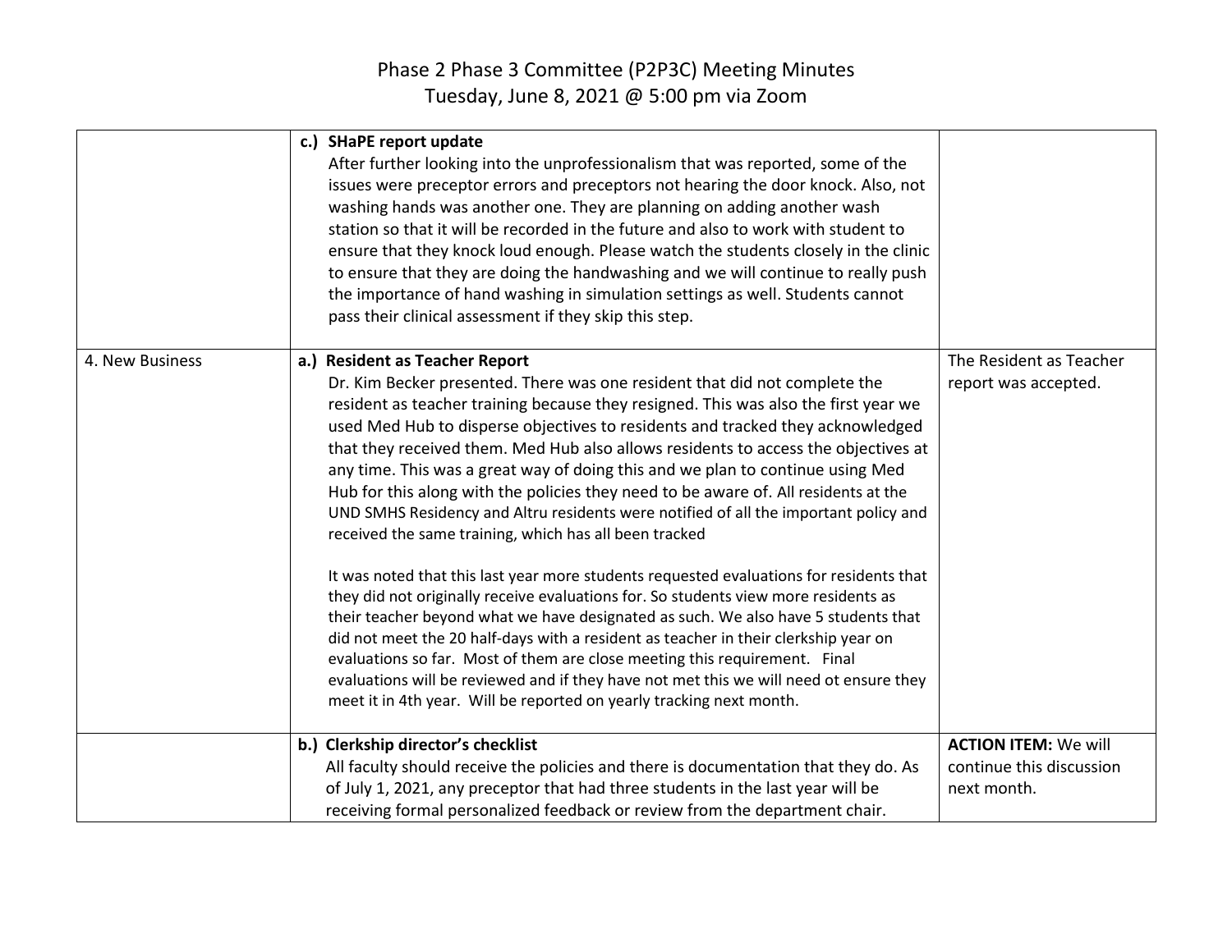# Phase 2 Phase 3 Committee (P2P3C) Meeting Minutes
Tuesday, June 8, 2021 @ 5:00 pm via Zoom

| | | |
|---|---|---|
| | **c.) SHaPE report update**<br>After further looking into the unprofessionalism that was reported, some of the issues were preceptor errors and preceptors not hearing the door knock. Also, not washing hands was another one. They are planning on adding another wash station so that it will be recorded in the future and also to work with student to ensure that they knock loud enough. Please watch the students closely in the clinic to ensure that they are doing the handwashing and we will continue to really push the importance of hand washing in simulation settings as well. Students cannot pass their clinical assessment if they skip this step. | |
| 4. New Business | **a.) Resident as Teacher Report**<br>Dr. Kim Becker presented. There was one resident that did not complete the resident as teacher training because they resigned. This was also the first year we used Med Hub to disperse objectives to residents and tracked they acknowledged that they received them. Med Hub also allows residents to access the objectives at any time. This was a great way of doing this and we plan to continue using Med Hub for this along with the policies they need to be aware of. All residents at the UND SMHS Residency and Altru residents were notified of all the important policy and received the same training, which has all been tracked<br><br>It was noted that this last year more students requested evaluations for residents that they did not originally receive evaluations for. So students view more residents as their teacher beyond what we have designated as such. We also have 5 students that did not meet the 20 half-days with a resident as teacher in their clerkship year on evaluations so far. Most of them are close meeting this requirement. Final evaluations will be reviewed and if they have not met this we will need ot ensure they meet it in 4th year. Will be reported on yearly tracking next month. | The Resident as Teacher report was accepted. |
| | **b.) Clerkship director's checklist**<br>All faculty should receive the policies and there is documentation that they do. As of July 1, 2021, any preceptor that had three students in the last year will be receiving formal personalized feedback or review from the department chair. | **ACTION ITEM:** We will continue this discussion next month. |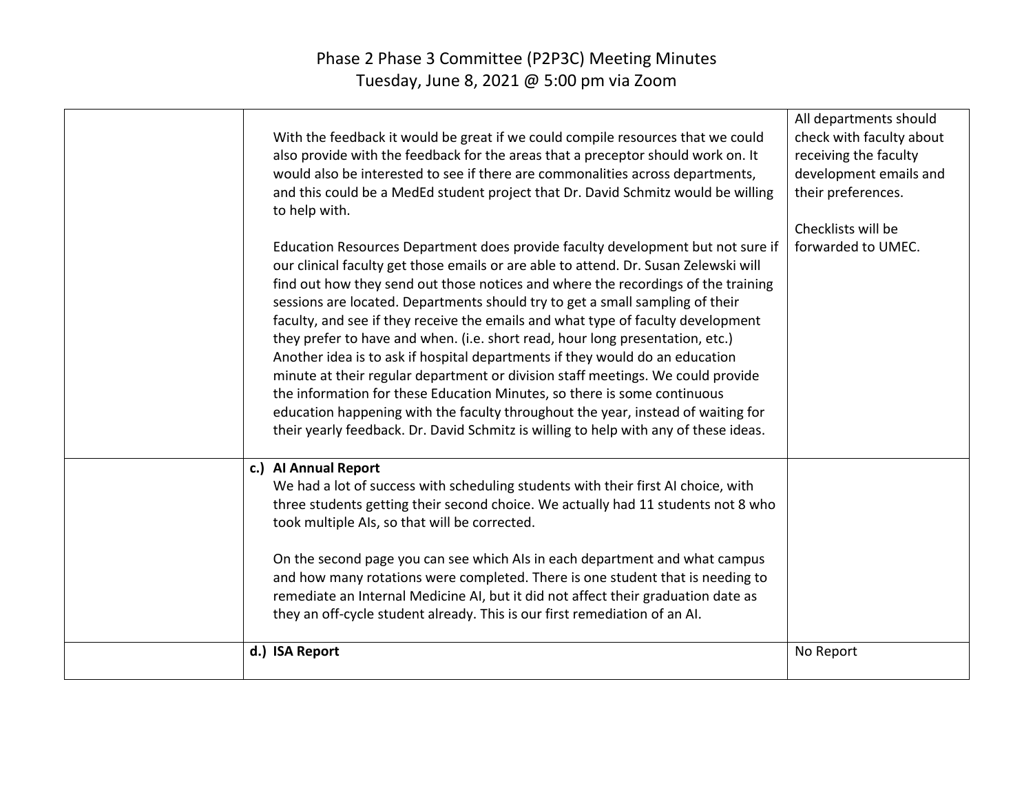# Phase 2 Phase 3 Committee (P2P3C) Meeting Minutes

Tuesday, June 8, 2021 @ 5:00 pm via Zoom

| | | |
|---|---|---|
| | With the feedback it would be great if we could compile resources that we could also provide with the feedback for the areas that a preceptor should work on. It would also be interested to see if there are commonalities across departments, and this could be a MedEd student project that Dr. David Schmitz would be willing to help with.<br><br>Education Resources Department does provide faculty development but not sure if our clinical faculty get those emails or are able to attend. Dr. Susan Zelewski will find out how they send out those notices and where the recordings of the training sessions are located. Departments should try to get a small sampling of their faculty, and see if they receive the emails and what type of faculty development they prefer to have and when. (i.e. short read, hour long presentation, etc.) Another idea is to ask if hospital departments if they would do an education minute at their regular department or division staff meetings. We could provide the information for these Education Minutes, so there is some continuous education happening with the faculty throughout the year, instead of waiting for their yearly feedback. Dr. David Schmitz is willing to help with any of these ideas. | All departments should check with faculty about receiving the faculty development emails and their preferences.<br><br>Checklists will be forwarded to UMEC. |
| | **c.) AI Annual Report**<br>We had a lot of success with scheduling students with their first AI choice, with three students getting their second choice. We actually had 11 students not 8 who took multiple AIs, so that will be corrected.<br><br>On the second page you can see which AIs in each department and what campus and how many rotations were completed. There is one student that is needing to remediate an Internal Medicine AI, but it did not affect their graduation date as they an off-cycle student already. This is our first remediation of an AI. | |
| | **d.) ISA Report** | No Report |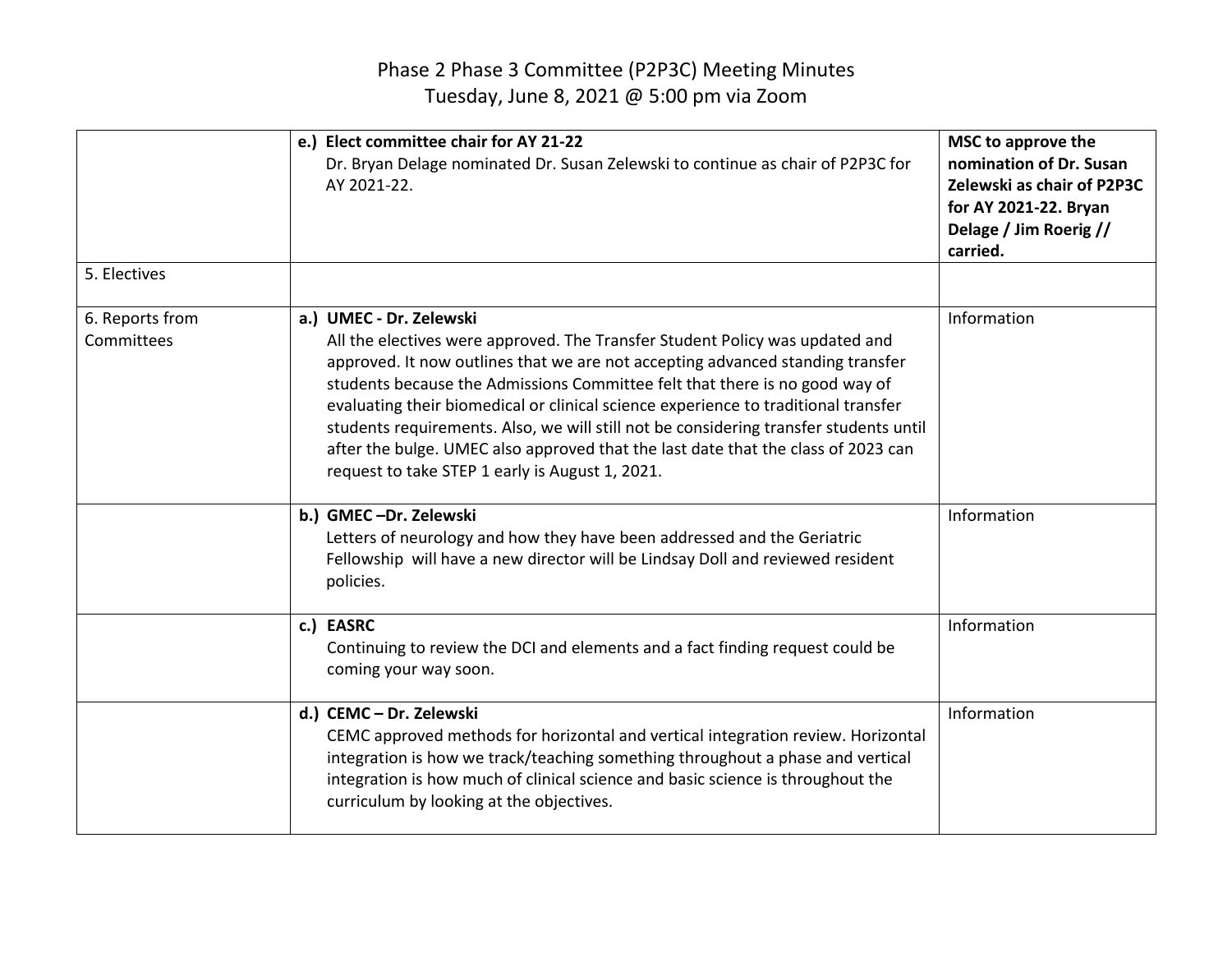Phase 2 Phase 3 Committee (P2P3C) Meeting Minutes
Tuesday, June 8, 2021 @ 5:00 pm via Zoom

| | | |
|---|---|---|
| | **e.) Elect committee chair for AY 21-22**<br>Dr. Bryan Delage nominated Dr. Susan Zelewski to continue as chair of P2P3C for AY 2021-22. | **MSC to approve the nomination of Dr. Susan Zelewski as chair of P2P3C for AY 2021-22. Bryan Delage / Jim Roerig // carried.** |
| 5. Electives | | |
| 6. Reports from Committees | **a.) UMEC - Dr. Zelewski**<br>All the electives were approved. The Transfer Student Policy was updated and approved. It now outlines that we are not accepting advanced standing transfer students because the Admissions Committee felt that there is no good way of evaluating their biomedical or clinical science experience to traditional transfer students requirements. Also, we will still not be considering transfer students until after the bulge. UMEC also approved that the last date that the class of 2023 can request to take STEP 1 early is August 1, 2021. | Information |
| | **b.) GMEC –Dr. Zelewski**<br>Letters of neurology and how they have been addressed and the Geriatric Fellowship will have a new director will be Lindsay Doll and reviewed resident policies. | Information |
| | **c.) EASRC**<br>Continuing to review the DCI and elements and a fact finding request could be coming your way soon. | Information |
| | **d.) CEMC – Dr. Zelewski**<br>CEMC approved methods for horizontal and vertical integration review. Horizontal integration is how we track/teaching something throughout a phase and vertical integration is how much of clinical science and basic science is throughout the curriculum by looking at the objectives. | Information |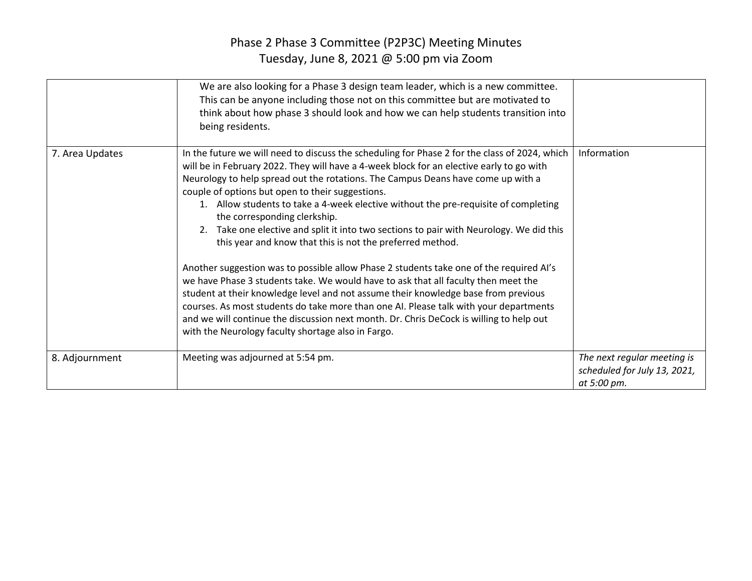# Phase 2 Phase 3 Committee (P2P3C) Meeting Minutes
Tuesday, June 8, 2021 @ 5:00 pm via Zoom

| | | |
|---|---|---|
| | We are also looking for a Phase 3 design team leader, which is a new committee. This can be anyone including those not on this committee but are motivated to think about how phase 3 should look and how we can help students transition into being residents. | |
| 7. Area Updates | In the future we will need to discuss the scheduling for Phase 2 for the class of 2024, which will be in February 2022. They will have a 4-week block for an elective early to go with Neurology to help spread out the rotations. The Campus Deans have come up with a couple of options but open to their suggestions.<br>1. Allow students to take a 4-week elective without the pre-requisite of completing the corresponding clerkship.<br>2. Take one elective and split it into two sections to pair with Neurology. We did this this year and know that this is not the preferred method.<br><br>Another suggestion was to possible allow Phase 2 students take one of the required AI's we have Phase 3 students take. We would have to ask that all faculty then meet the student at their knowledge level and not assume their knowledge base from previous courses. As most students do take more than one AI. Please talk with your departments and we will continue the discussion next month. Dr. Chris DeCock is willing to help out with the Neurology faculty shortage also in Fargo. | Information |
| 8. Adjournment | Meeting was adjourned at 5:54 pm. | *The next regular meeting is scheduled for July 13, 2021, at 5:00 pm.* |